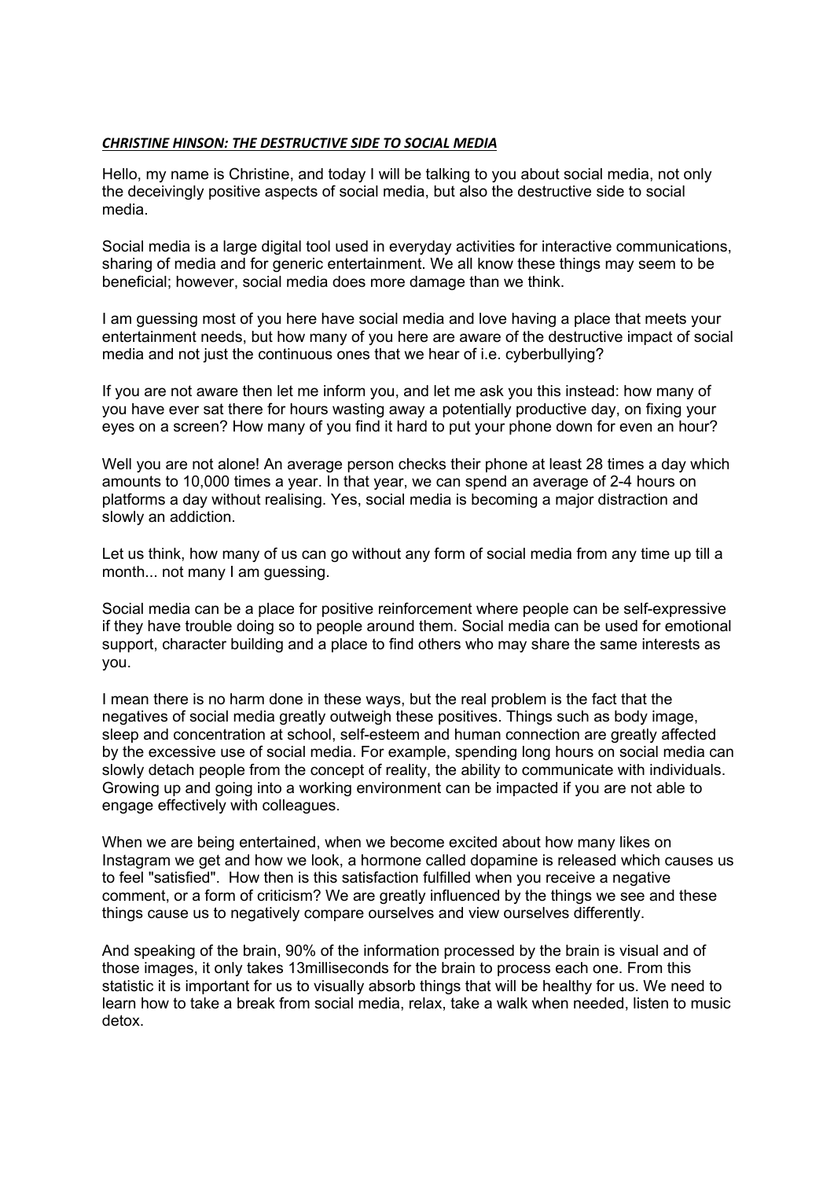***CHRISTINE HINSON: THE DESTRUCTIVE SIDE TO SOCIAL MEDIA***

Hello, my name is Christine, and today I will be talking to you about social media, not only the deceivingly positive aspects of social media, but also the destructive side to social media.

Social media is a large digital tool used in everyday activities for interactive communications, sharing of media and for generic entertainment. We all know these things may seem to be beneficial; however, social media does more damage than we think.

I am guessing most of you here have social media and love having a place that meets your entertainment needs, but how many of you here are aware of the destructive impact of social media and not just the continuous ones that we hear of i.e. cyberbullying?

If you are not aware then let me inform you, and let me ask you this instead: how many of you have ever sat there for hours wasting away a potentially productive day, on fixing your eyes on a screen? How many of you find it hard to put your phone down for even an hour?

Well you are not alone! An average person checks their phone at least 28 times a day which amounts to 10,000 times a year. In that year, we can spend an average of 2-4 hours on platforms a day without realising. Yes, social media is becoming a major distraction and slowly an addiction.

Let us think, how many of us can go without any form of social media from any time up till a month... not many I am guessing.

Social media can be a place for positive reinforcement where people can be self-expressive if they have trouble doing so to people around them. Social media can be used for emotional support, character building and a place to find others who may share the same interests as you.

I mean there is no harm done in these ways, but the real problem is the fact that the negatives of social media greatly outweigh these positives. Things such as body image, sleep and concentration at school, self-esteem and human connection are greatly affected by the excessive use of social media. For example, spending long hours on social media can slowly detach people from the concept of reality, the ability to communicate with individuals. Growing up and going into a working environment can be impacted if you are not able to engage effectively with colleagues.

When we are being entertained, when we become excited about how many likes on Instagram we get and how we look, a hormone called dopamine is released which causes us to feel "satisfied". How then is this satisfaction fulfilled when you receive a negative comment, or a form of criticism? We are greatly influenced by the things we see and these things cause us to negatively compare ourselves and view ourselves differently.

And speaking of the brain, 90% of the information processed by the brain is visual and of those images, it only takes 13milliseconds for the brain to process each one. From this statistic it is important for us to visually absorb things that will be healthy for us. We need to learn how to take a break from social media, relax, take a walk when needed, listen to music detox.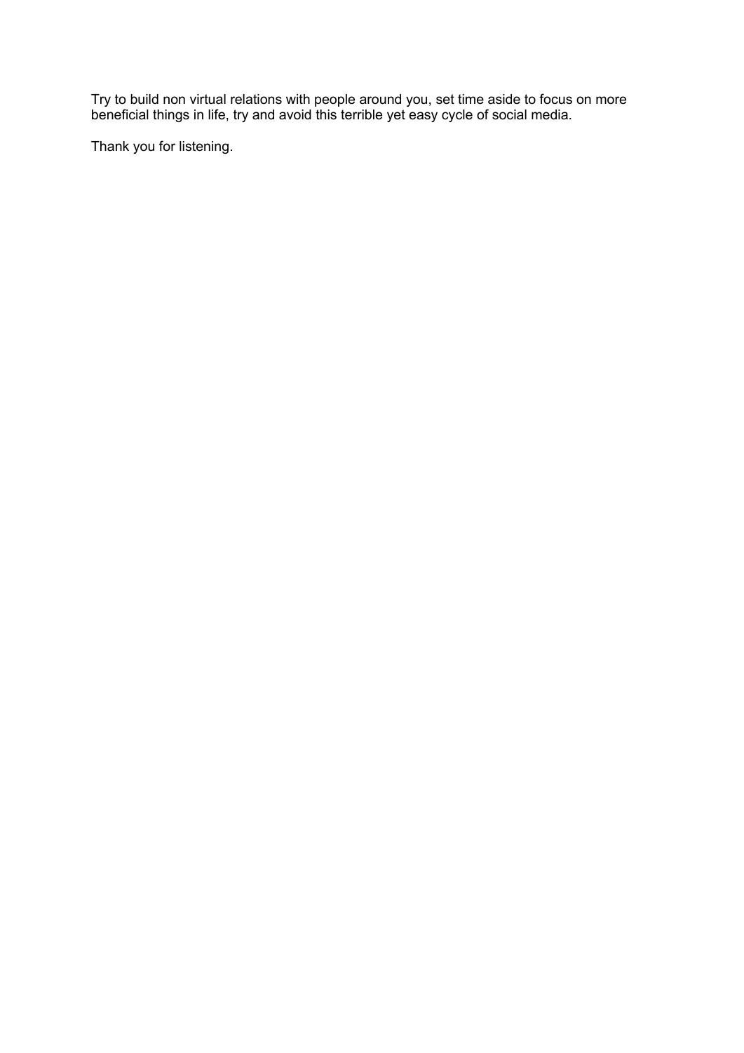Try to build non virtual relations with people around you, set time aside to focus on more beneficial things in life, try and avoid this terrible yet easy cycle of social media.

Thank you for listening.